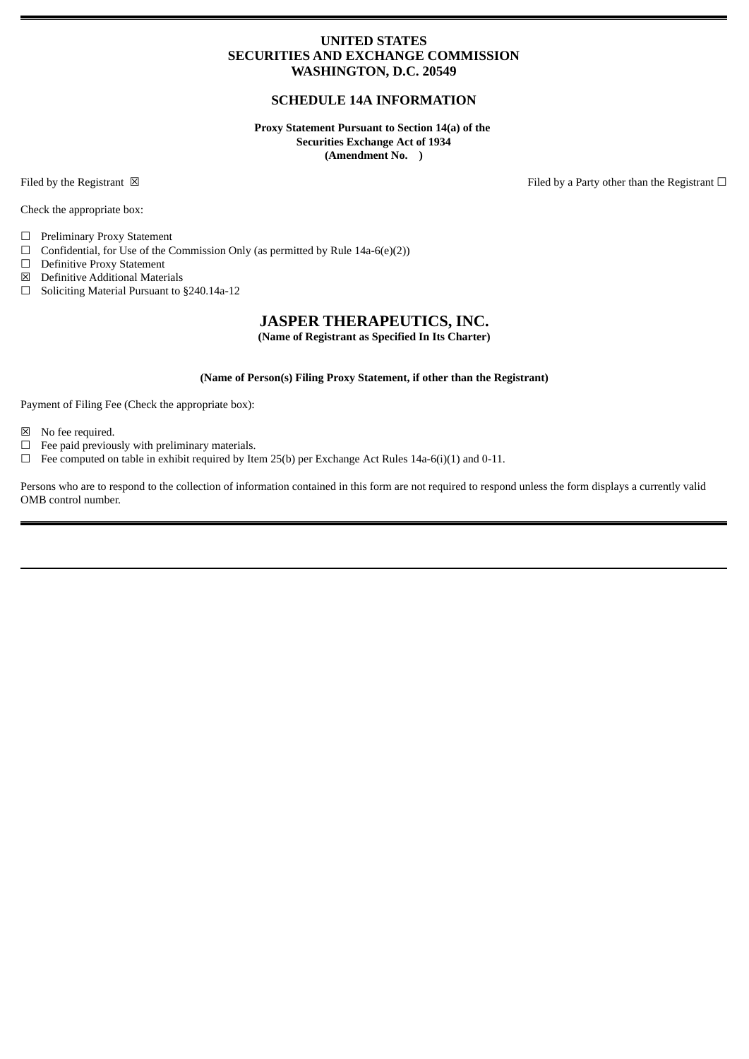**UNITED STATES**
**SECURITIES AND EXCHANGE COMMISSION**
**WASHINGTON, D.C. 20549**

**SCHEDULE 14A INFORMATION**

**Proxy Statement Pursuant to Section 14(a) of the**
**Securities Exchange Act of 1934**
**(Amendment No.   )**

Filed by the Registrant ☒ Filed by a Party other than the Registrant ☐

Check the appropriate box:

☐ Preliminary Proxy Statement
☐ Confidential, for Use of the Commission Only (as permitted by Rule 14a-6(e)(2))
☐ Definitive Proxy Statement
☒ Definitive Additional Materials
☐ Soliciting Material Pursuant to §240.14a-12

# JASPER THERAPEUTICS, INC.

**(Name of Registrant as Specified In Its Charter)**

**(Name of Person(s) Filing Proxy Statement, if other than the Registrant)**

Payment of Filing Fee (Check the appropriate box):

☒ No fee required.
☐ Fee paid previously with preliminary materials.
☐ Fee computed on table in exhibit required by Item 25(b) per Exchange Act Rules 14a-6(i)(1) and 0-11.

Persons who are to respond to the collection of information contained in this form are not required to respond unless the form displays a currently valid OMB control number.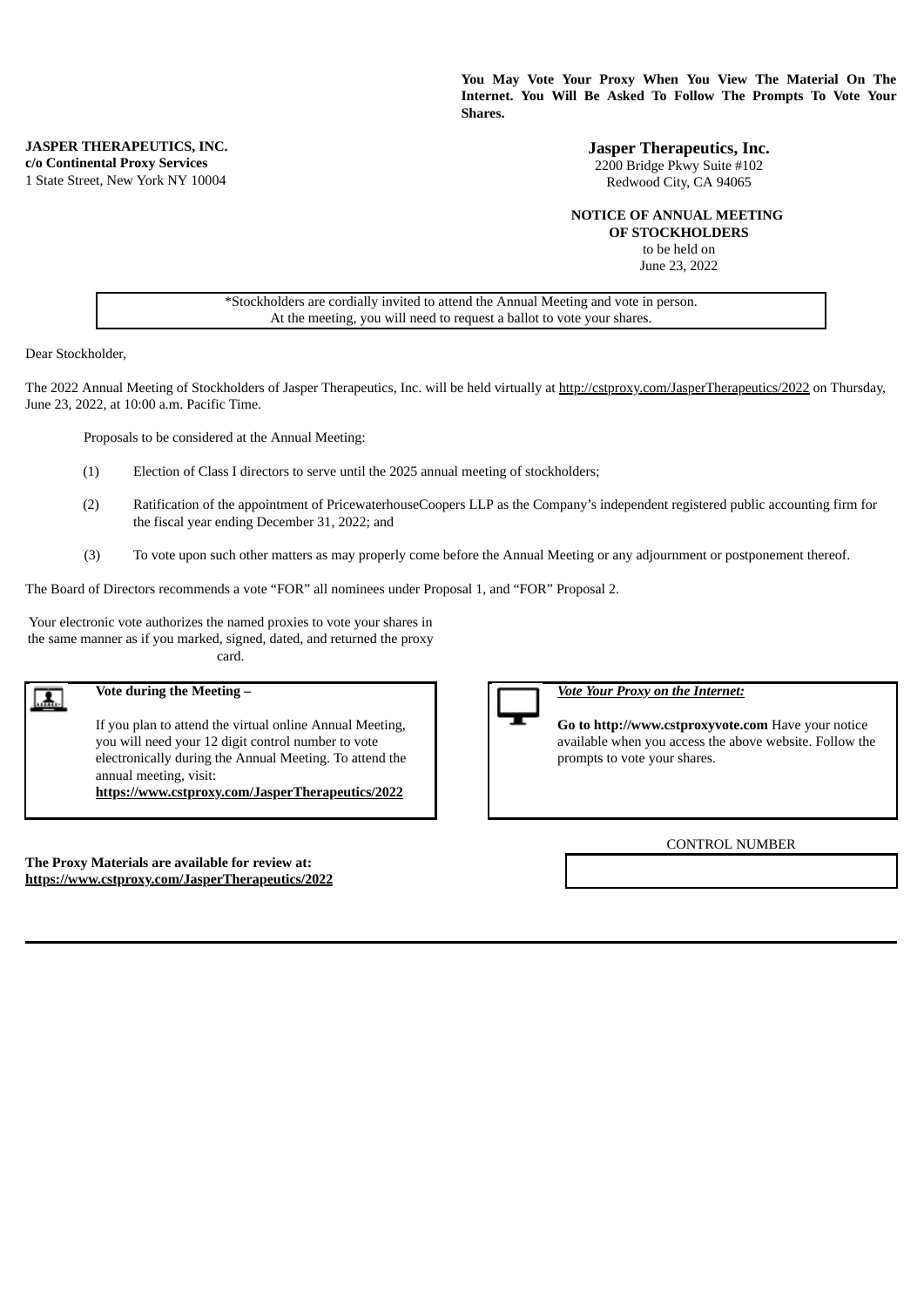**You May Vote Your Proxy When You View The Material On The Internet. You Will Be Asked To Follow The Prompts To Vote Your Shares.**

**JASPER THERAPEUTICS, INC.**
**c/o Continental Proxy Services**
1 State Street, New York NY 10004

**Jasper Therapeutics, Inc.**
2200 Bridge Pkwy Suite #102
Redwood City, CA 94065

**NOTICE OF ANNUAL MEETING OF STOCKHOLDERS**
to be held on
June 23, 2022

*Stockholders are cordially invited to attend the Annual Meeting and vote in person.
At the meeting, you will need to request a ballot to vote your shares.

Dear Stockholder,

The 2022 Annual Meeting of Stockholders of Jasper Therapeutics, Inc. will be held virtually at http://cstproxy.com/JasperTherapeutics/2022 on Thursday, June 23, 2022, at 10:00 a.m. Pacific Time.

Proposals to be considered at the Annual Meeting:

(1) Election of Class I directors to serve until the 2025 annual meeting of stockholders;

(2) Ratification of the appointment of PricewaterhouseCoopers LLP as the Company's independent registered public accounting firm for the fiscal year ending December 31, 2022; and

(3) To vote upon such other matters as may properly come before the Annual Meeting or any adjournment or postponement thereof.

The Board of Directors recommends a vote "FOR" all nominees under Proposal 1, and "FOR" Proposal 2.

Your electronic vote authorizes the named proxies to vote your shares in the same manner as if you marked, signed, dated, and returned the proxy card.

**Vote during the Meeting –**

If you plan to attend the virtual online Annual Meeting, you will need your 12 digit control number to vote electronically during the Annual Meeting. To attend the annual meeting, visit:
**https://www.cstproxy.com/JasperTherapeutics/2022**

***Vote Your Proxy on the Internet:***

**Go to http://www.cstproxyvote.com** Have your notice available when you access the above website. Follow the prompts to vote your shares.

**The Proxy Materials are available for review at:**
**https://www.cstproxy.com/JasperTherapeutics/2022**

CONTROL NUMBER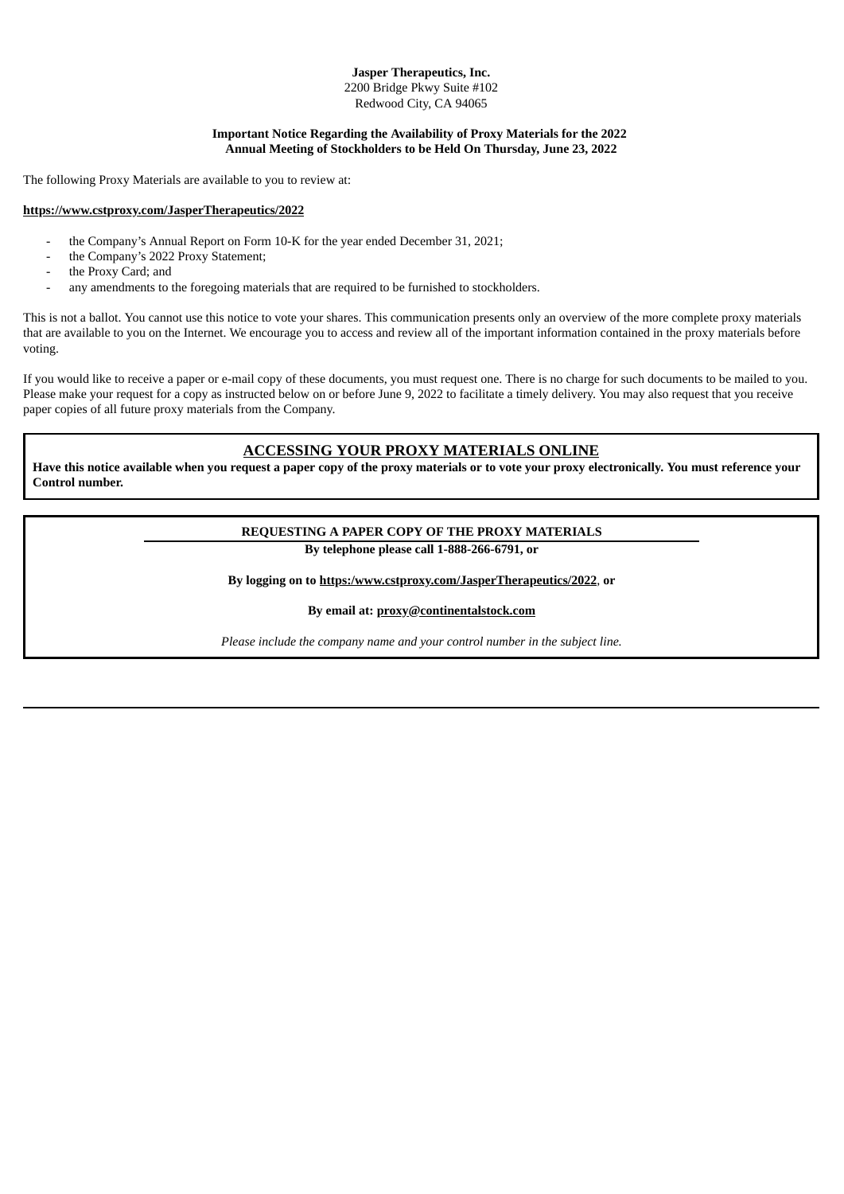**Jasper Therapeutics, Inc.**
2200 Bridge Pkwy Suite #102
Redwood City, CA 94065

**Important Notice Regarding the Availability of Proxy Materials for the 2022 Annual Meeting of Stockholders to be Held On Thursday, June 23, 2022**

The following Proxy Materials are available to you to review at:

**https://www.cstproxy.com/JasperTherapeutics/2022**

- the Company's Annual Report on Form 10-K for the year ended December 31, 2021;
- the Company's 2022 Proxy Statement;
- the Proxy Card; and
- any amendments to the foregoing materials that are required to be furnished to stockholders.

This is not a ballot. You cannot use this notice to vote your shares. This communication presents only an overview of the more complete proxy materials that are available to you on the Internet. We encourage you to access and review all of the important information contained in the proxy materials before voting.

If you would like to receive a paper or e-mail copy of these documents, you must request one. There is no charge for such documents to be mailed to you. Please make your request for a copy as instructed below on or before June 9, 2022 to facilitate a timely delivery. You may also request that you receive paper copies of all future proxy materials from the Company.

## ACCESSING YOUR PROXY MATERIALS ONLINE

**Have this notice available when you request a paper copy of the proxy materials or to vote your proxy electronically. You must reference your Control number.**

**REQUESTING A PAPER COPY OF THE PROXY MATERIALS**

**By telephone please call 1-888-266-6791, or**

**By logging on to https:/www.cstproxy.com/JasperTherapeutics/2022, or**

**By email at: proxy@continentalstock.com**

*Please include the company name and your control number in the subject line.*